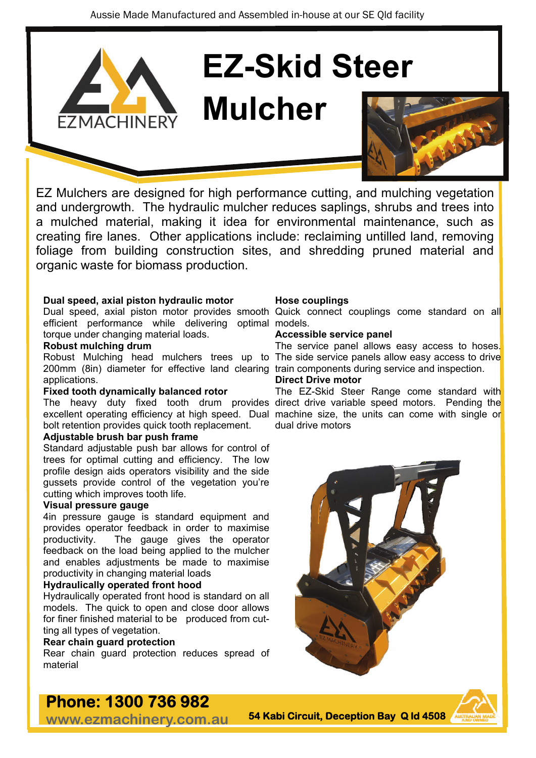Aussie Made Manufactured and Assembled in-house at our SE Qld facility

EZMACHINERY

# EZ-Skid Steer Mulcher

EZ Mulchers are designed for high performance cutting, and mulching vegetation and undergrowth. The hydraulic mulcher reduces saplings, shrubs and trees into a mulched material, making it idea for environmental maintenance, such as creating fire lanes. Other applications include: reclaiming untilled land, removing foliage from building construction sites, and shredding pruned material and organic waste for biomass production.

**Dual speed, axial piston hydraulic motor**
Dual speed, axial piston motor provides smooth efficient performance while delivering optimal torque under changing material loads.

**Robust mulching drum**
Robust Mulching head mulchers trees up to 200mm (8in) diameter for effective land clearing applications.

**Fixed tooth dynamically balanced rotor**
The heavy duty fixed tooth drum provides excellent operating efficiency at high speed. Dual bolt retention provides quick tooth replacement.

**Adjustable brush bar push frame**
Standard adjustable push bar allows for control of trees for optimal cutting and efficiency. The low profile design aids operators visibility and the side gussets provide control of the vegetation you're cutting which improves tooth life.

**Visual pressure gauge**
4in pressure gauge is standard equipment and provides operator feedback in order to maximise productivity. The gauge gives the operator feedback on the load being applied to the mulcher and enables adjustments be made to maximise productivity in changing material loads

**Hydraulically operated front hood**
Hydraulically operated front hood is standard on all models. The quick to open and close door allows for finer finished material to be produced from cutting all types of vegetation.

**Rear chain guard protection**
Rear chain guard protection reduces spread of material

**Hose couplings**
Quick connect couplings come standard on all models.

**Accessible service panel**
The service panel allows easy access to hoses. The side service panels allow easy access to drive train components during service and inspection.

**Direct Drive motor**
The EZ-Skid Steer Range come standard with direct drive variable speed motors. Pending the machine size, the units can come with single or dual drive motors

**Phone: 1300 736 982**
www.ezmachinery.com.au

**54 Kabi Circuit, Deception Bay Q ld 4508**

AUSTRALIAN MADE AND OWNED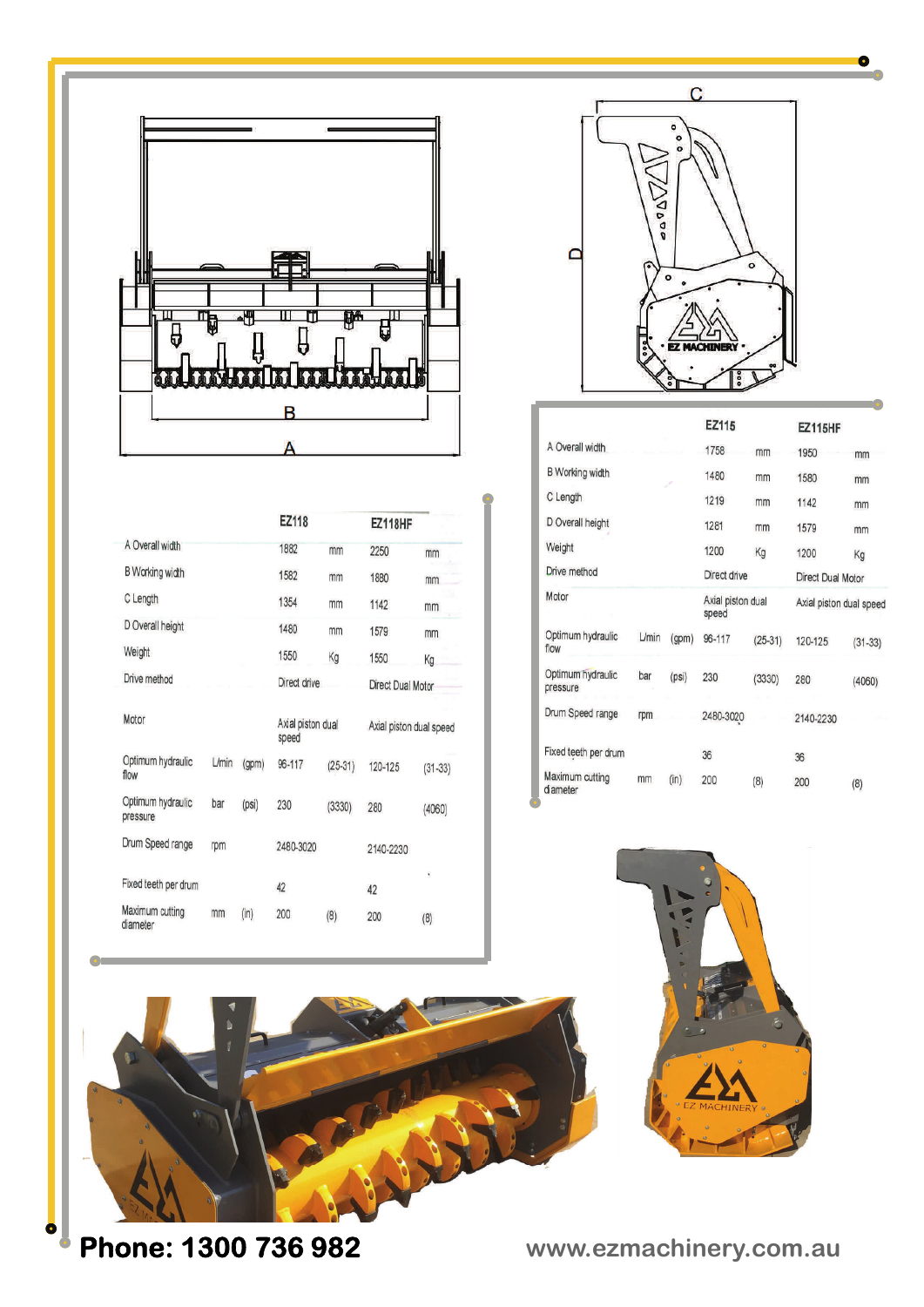| | | | EZ118 | | EZ118HF | |
|---|---|---|---|---|---|---|
| A Overall width | | | 1882 | mm | 2250 | mm |
| B Working width | | | 1582 | mm | 1880 | mm |
| C Length | | | 1354 | mm | 1142 | mm |
| D Overall height | | | 1480 | mm | 1579 | mm |
| Weight | | | 1550 | Kg | 1550 | Kg |
| Drive method | | | Direct drive | | Direct Dual Motor | |
| Motor | | | Axial piston dual speed | | Axial piston dual speed | |
| Optimum hydraulic flow | L/min | (gpm) | 96-117 | (25-31) | 120-125 | (31-33) |
| Optimum hydraulic pressure | bar | (psi) | 230 | (3330) | 280 | (4060) |
| Drum Speed range | rpm | | 2480-3020 | | 2140-2230 | |
| Fixed teeth per drum | | | 42 | | 42 | |
| Maximum cutting diameter | mm | (in) | 200 | (8) | 200 | (8) |

| | | | EZ115 | | EZ115HF | |
|---|---|---|---|---|---|---|
| A Overall width | | | 1758 | mm | 1950 | mm |
| B Working width | | | 1480 | mm | 1580 | mm |
| C Length | | | 1219 | mm | 1142 | mm |
| D Overall height | | | 1281 | mm | 1579 | mm |
| Weight | | | 1200 | Kg | 1200 | Kg |
| Drive method | | | Direct drive | | Direct Dual Motor | |
| Motor | | | Axial piston dual speed | | Axial piston dual speed | |
| Optimum hydraulic flow | L/min | (gpm) | 96-117 | (25-31) | 120-125 | (31-33) |
| Optimum hydraulic pressure | bar | (psi) | 230 | (3330) | 280 | (4060) |
| Drum Speed range | rpm | | 2480-3020 | | 2140-2230 | |
| Fixed teeth per drum | | | 36 | | 36 | |
| Maximum cutting diameter | mm | (in) | 200 | (8) | 200 | (8) |

**Phone: 1300 736 982**

**www.ezmachinery.com.au**